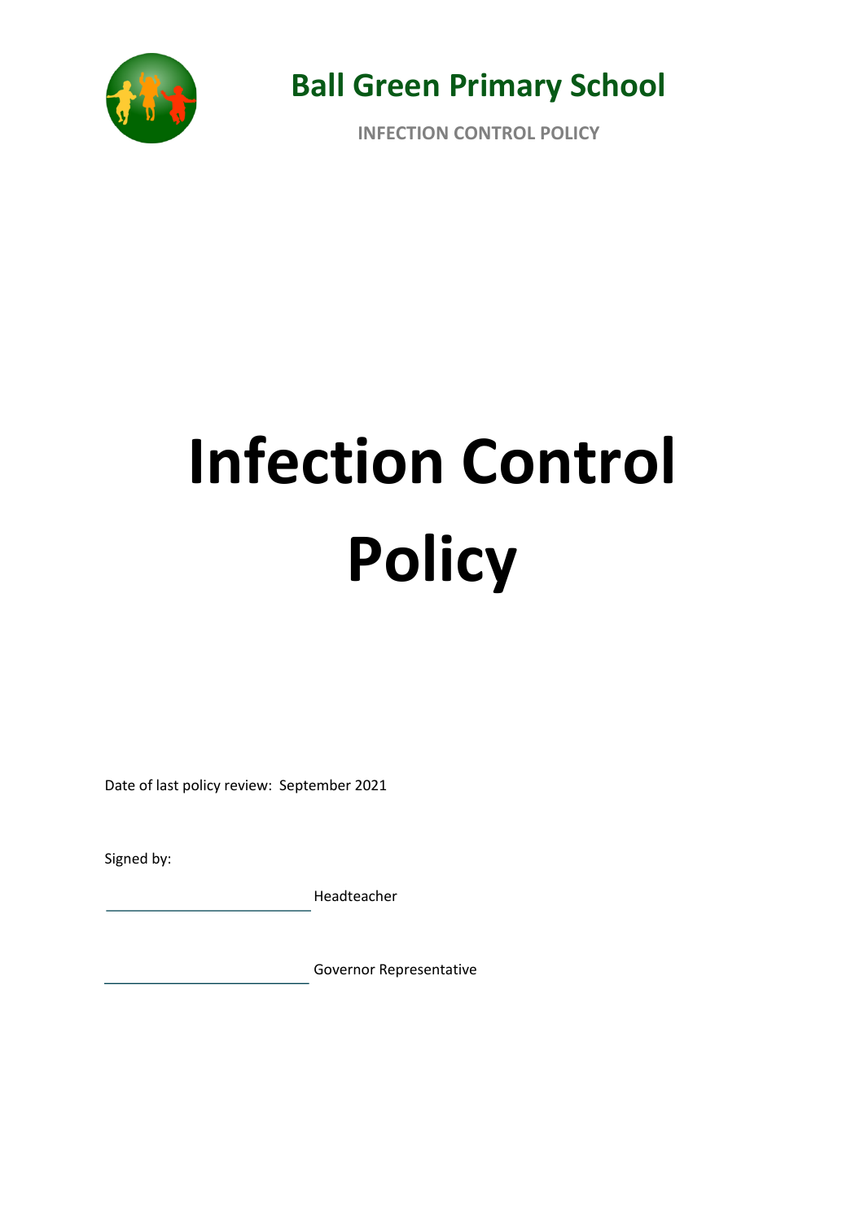# Ball Green Primary School

**INFECTION CONTROL POLICY**

# Infection Control Policy

Date of last policy review: September 2021

Signed by:

\_\_\_\_\_\_\_\_\_\_\_\_\_\_\_\_\_\_\_\_\_\_\_\_ Headteacher

\_\_\_\_\_\_\_\_\_\_\_\_\_\_\_\_\_\_\_\_\_\_\_\_ Governor Representative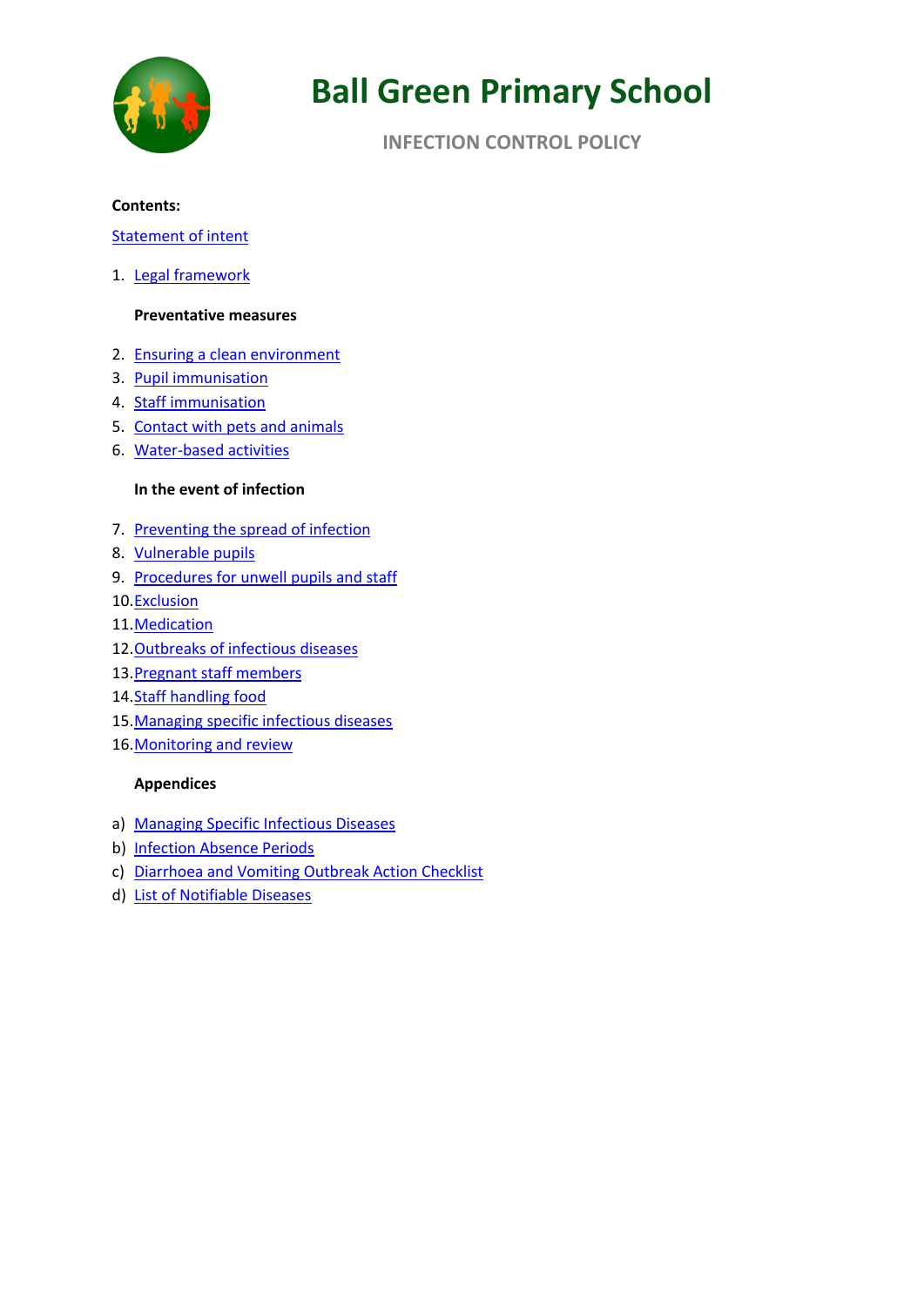# Ball Green Primary School

## INFECTION CONTROL POLICY

**Contents:**

Statement of intent

1. Legal framework

**Preventative measures**

2. Ensuring a clean environment
3. Pupil immunisation
4. Staff immunisation
5. Contact with pets and animals
6. Water-based activities

**In the event of infection**

7. Preventing the spread of infection
8. Vulnerable pupils
9. Procedures for unwell pupils and staff
10. Exclusion
11. Medication
12. Outbreaks of infectious diseases
13. Pregnant staff members
14. Staff handling food
15. Managing specific infectious diseases
16. Monitoring and review

**Appendices**

a) Managing Specific Infectious Diseases
b) Infection Absence Periods
c) Diarrhoea and Vomiting Outbreak Action Checklist
d) List of Notifiable Diseases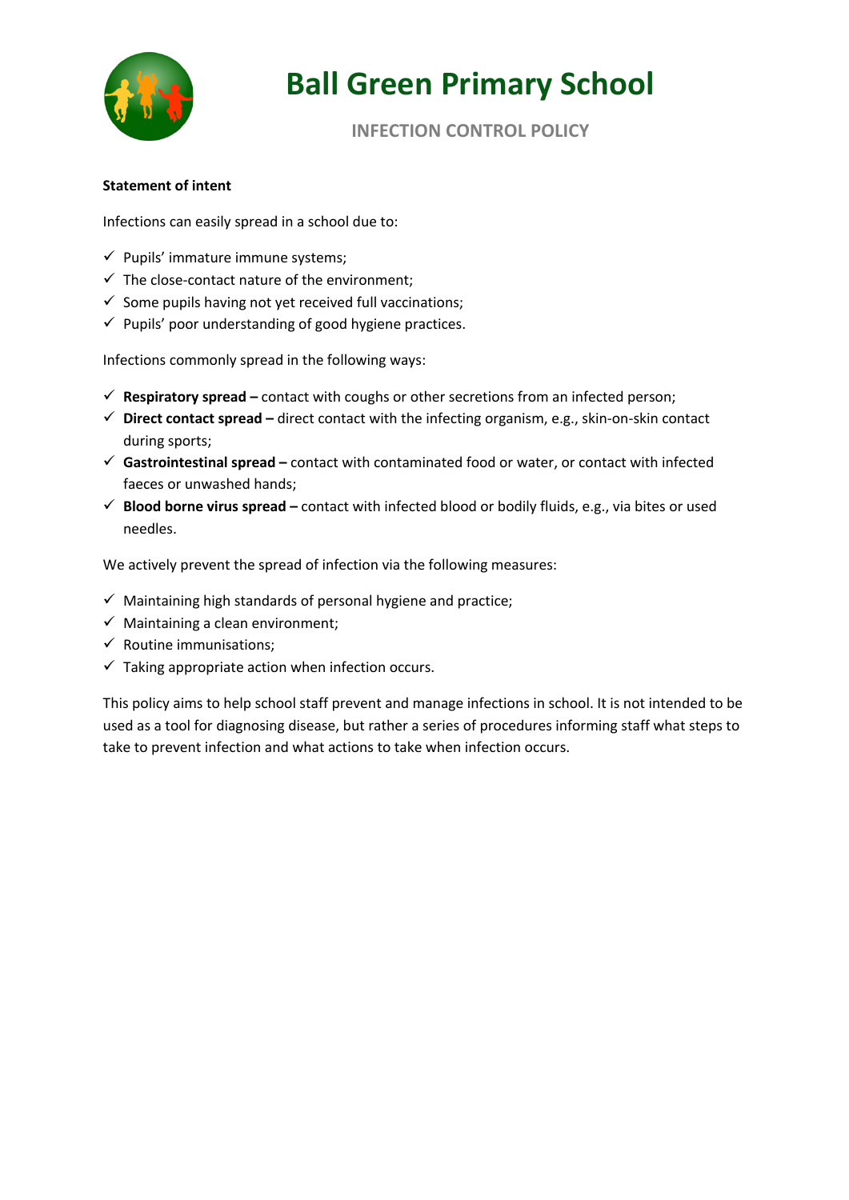# Ball Green Primary School

## INFECTION CONTROL POLICY

**Statement of intent**

Infections can easily spread in a school due to:

- ✓ Pupils' immature immune systems;
- ✓ The close-contact nature of the environment;
- ✓ Some pupils having not yet received full vaccinations;
- ✓ Pupils' poor understanding of good hygiene practices.

Infections commonly spread in the following ways:

- ✓ **Respiratory spread –** contact with coughs or other secretions from an infected person;
- ✓ **Direct contact spread –** direct contact with the infecting organism, e.g., skin-on-skin contact during sports;
- ✓ **Gastrointestinal spread –** contact with contaminated food or water, or contact with infected faeces or unwashed hands;
- ✓ **Blood borne virus spread –** contact with infected blood or bodily fluids, e.g., via bites or used needles.

We actively prevent the spread of infection via the following measures:

- ✓ Maintaining high standards of personal hygiene and practice;
- ✓ Maintaining a clean environment;
- ✓ Routine immunisations;
- ✓ Taking appropriate action when infection occurs.

This policy aims to help school staff prevent and manage infections in school. It is not intended to be used as a tool for diagnosing disease, but rather a series of procedures informing staff what steps to take to prevent infection and what actions to take when infection occurs.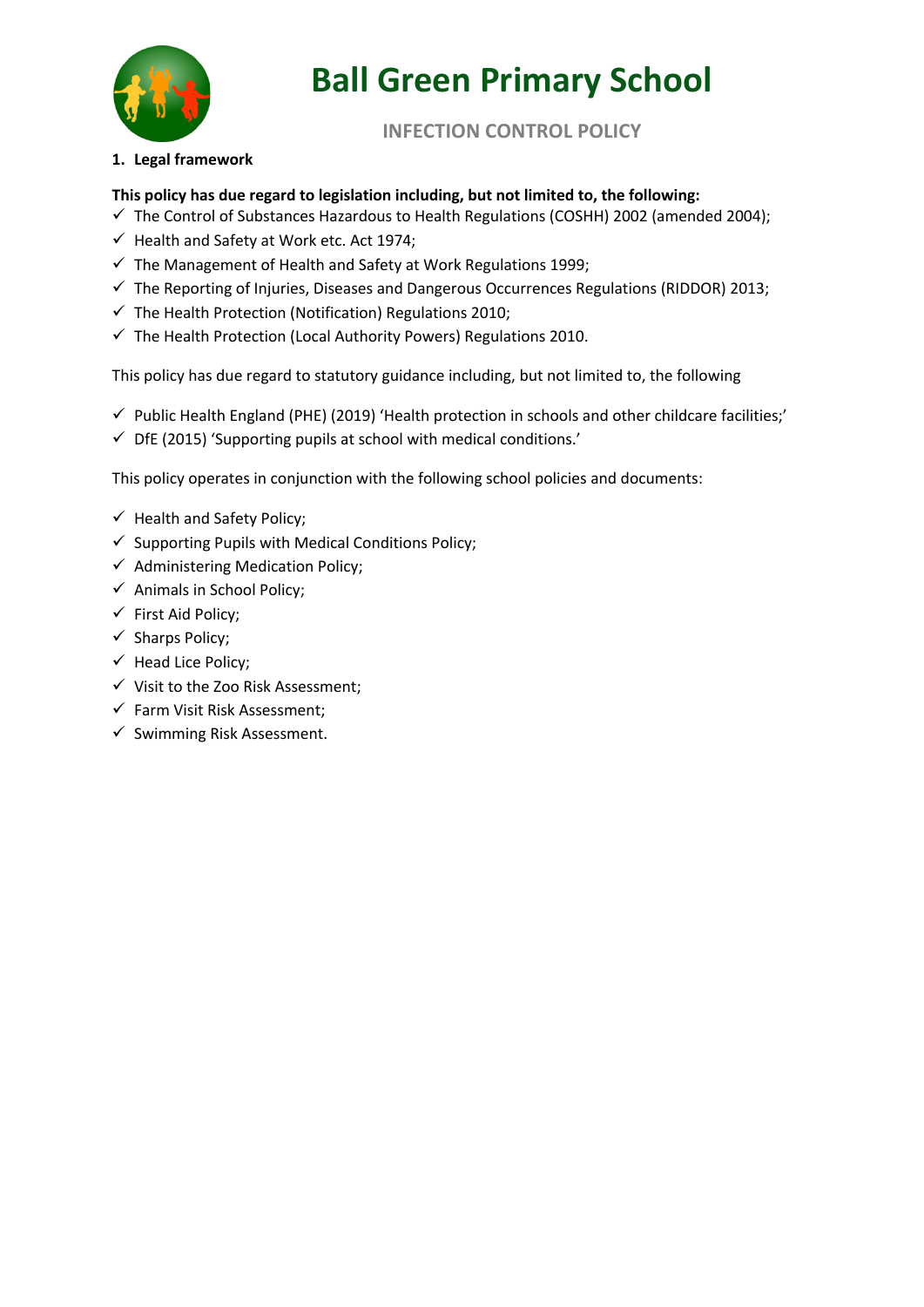# Ball Green Primary School

## INFECTION CONTROL POLICY

1. **Legal framework**

**This policy has due regard to legislation including, but not limited to, the following:**

- ✓ The Control of Substances Hazardous to Health Regulations (COSHH) 2002 (amended 2004);
- ✓ Health and Safety at Work etc. Act 1974;
- ✓ The Management of Health and Safety at Work Regulations 1999;
- ✓ The Reporting of Injuries, Diseases and Dangerous Occurrences Regulations (RIDDOR) 2013;
- ✓ The Health Protection (Notification) Regulations 2010;
- ✓ The Health Protection (Local Authority Powers) Regulations 2010.

This policy has due regard to statutory guidance including, but not limited to, the following

- ✓ Public Health England (PHE) (2019) 'Health protection in schools and other childcare facilities;'
- ✓ DfE (2015) 'Supporting pupils at school with medical conditions.'

This policy operates in conjunction with the following school policies and documents:

- ✓ Health and Safety Policy;
- ✓ Supporting Pupils with Medical Conditions Policy;
- ✓ Administering Medication Policy;
- ✓ Animals in School Policy;
- ✓ First Aid Policy;
- ✓ Sharps Policy;
- ✓ Head Lice Policy;
- ✓ Visit to the Zoo Risk Assessment;
- ✓ Farm Visit Risk Assessment;
- ✓ Swimming Risk Assessment.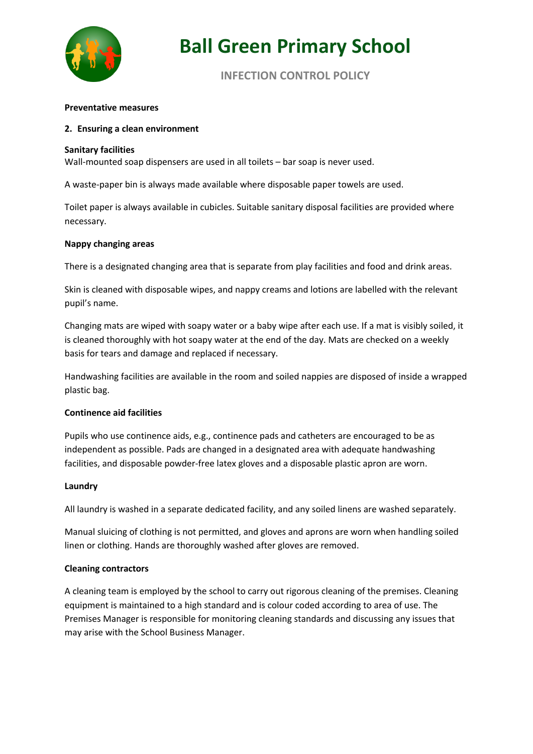**Preventative measures**

**2. Ensuring a clean environment**

**Sanitary facilities**

Wall-mounted soap dispensers are used in all toilets – bar soap is never used.

A waste-paper bin is always made available where disposable paper towels are used.

Toilet paper is always available in cubicles. Suitable sanitary disposal facilities are provided where necessary.

**Nappy changing areas**

There is a designated changing area that is separate from play facilities and food and drink areas.

Skin is cleaned with disposable wipes, and nappy creams and lotions are labelled with the relevant pupil's name.

Changing mats are wiped with soapy water or a baby wipe after each use. If a mat is visibly soiled, it is cleaned thoroughly with hot soapy water at the end of the day. Mats are checked on a weekly basis for tears and damage and replaced if necessary.

Handwashing facilities are available in the room and soiled nappies are disposed of inside a wrapped plastic bag.

**Continence aid facilities**

Pupils who use continence aids, e.g., continence pads and catheters are encouraged to be as independent as possible. Pads are changed in a designated area with adequate handwashing facilities, and disposable powder-free latex gloves and a disposable plastic apron are worn.

**Laundry**

All laundry is washed in a separate dedicated facility, and any soiled linens are washed separately.

Manual sluicing of clothing is not permitted, and gloves and aprons are worn when handling soiled linen or clothing. Hands are thoroughly washed after gloves are removed.

**Cleaning contractors**

A cleaning team is employed by the school to carry out rigorous cleaning of the premises. Cleaning equipment is maintained to a high standard and is colour coded according to area of use. The Premises Manager is responsible for monitoring cleaning standards and discussing any issues that may arise with the School Business Manager.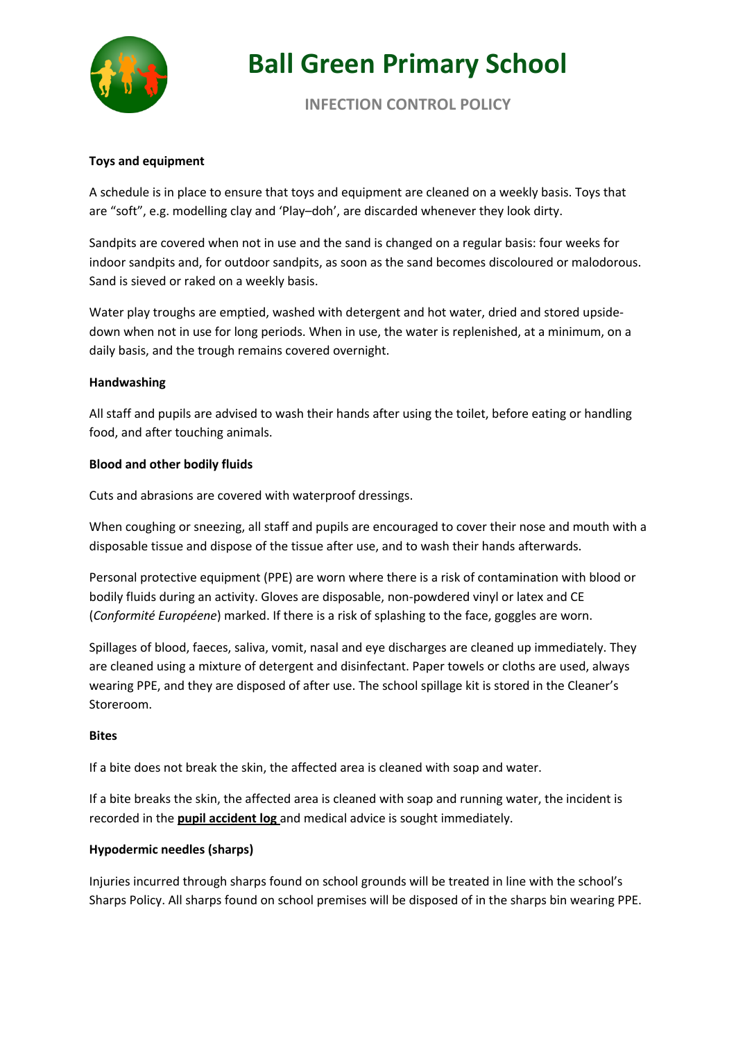#### Toys and equipment

A schedule is in place to ensure that toys and equipment are cleaned on a weekly basis. Toys that are "soft", e.g. modelling clay and 'Play–doh', are discarded whenever they look dirty.

Sandpits are covered when not in use and the sand is changed on a regular basis: four weeks for indoor sandpits and, for outdoor sandpits, as soon as the sand becomes discoloured or malodorous. Sand is sieved or raked on a weekly basis.

Water play troughs are emptied, washed with detergent and hot water, dried and stored upside-down when not in use for long periods. When in use, the water is replenished, at a minimum, on a daily basis, and the trough remains covered overnight.

#### Handwashing

All staff and pupils are advised to wash their hands after using the toilet, before eating or handling food, and after touching animals.

#### Blood and other bodily fluids

Cuts and abrasions are covered with waterproof dressings.

When coughing or sneezing, all staff and pupils are encouraged to cover their nose and mouth with a disposable tissue and dispose of the tissue after use, and to wash their hands afterwards.

Personal protective equipment (PPE) are worn where there is a risk of contamination with blood or bodily fluids during an activity. Gloves are disposable, non-powdered vinyl or latex and CE (*Conformité Européene*) marked. If there is a risk of splashing to the face, goggles are worn.

Spillages of blood, faeces, saliva, vomit, nasal and eye discharges are cleaned up immediately. They are cleaned using a mixture of detergent and disinfectant. Paper towels or cloths are used, always wearing PPE, and they are disposed of after use. The school spillage kit is stored in the Cleaner's Storeroom.

#### Bites

If a bite does not break the skin, the affected area is cleaned with soap and water.

If a bite breaks the skin, the affected area is cleaned with soap and running water, the incident is recorded in the **pupil accident log** and medical advice is sought immediately.

#### Hypodermic needles (sharps)

Injuries incurred through sharps found on school grounds will be treated in line with the school's Sharps Policy. All sharps found on school premises will be disposed of in the sharps bin wearing PPE.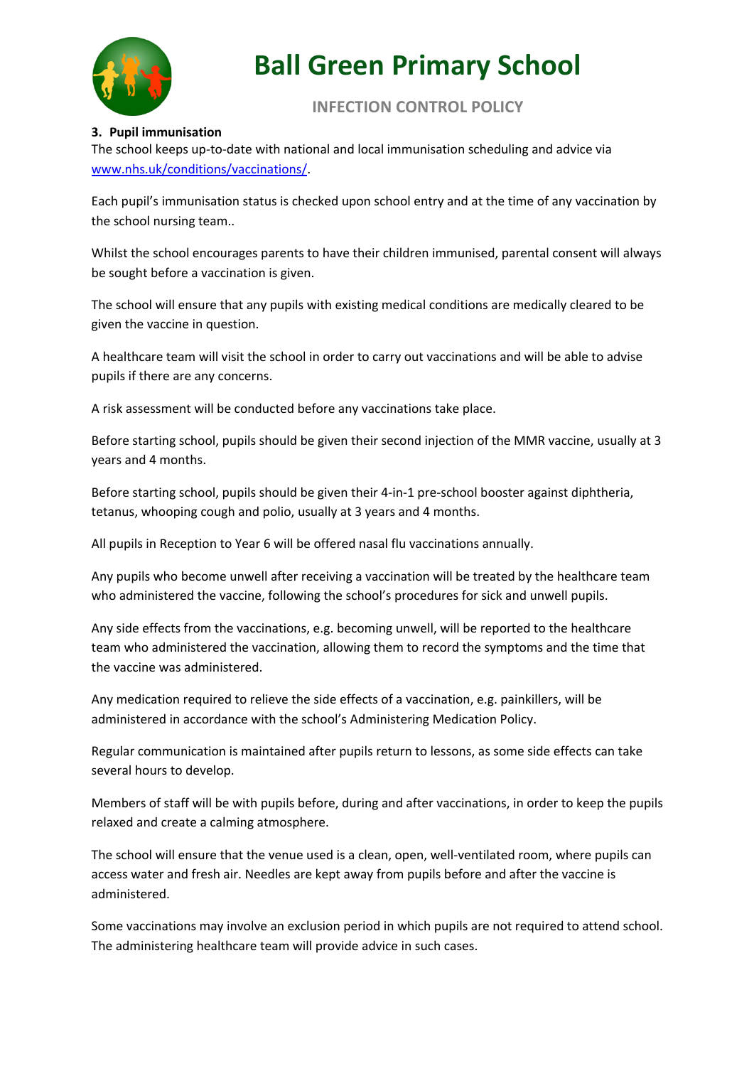**3. Pupil immunisation**

The school keeps up-to-date with national and local immunisation scheduling and advice via [www.nhs.uk/conditions/vaccinations/](http://www.nhs.uk/conditions/vaccinations/).

Each pupil's immunisation status is checked upon school entry and at the time of any vaccination by the school nursing team..

Whilst the school encourages parents to have their children immunised, parental consent will always be sought before a vaccination is given.

The school will ensure that any pupils with existing medical conditions are medically cleared to be given the vaccine in question.

A healthcare team will visit the school in order to carry out vaccinations and will be able to advise pupils if there are any concerns.

A risk assessment will be conducted before any vaccinations take place.

Before starting school, pupils should be given their second injection of the MMR vaccine, usually at 3 years and 4 months.

Before starting school, pupils should be given their 4-in-1 pre-school booster against diphtheria, tetanus, whooping cough and polio, usually at 3 years and 4 months.

All pupils in Reception to Year 6 will be offered nasal flu vaccinations annually.

Any pupils who become unwell after receiving a vaccination will be treated by the healthcare team who administered the vaccine, following the school's procedures for sick and unwell pupils.

Any side effects from the vaccinations, e.g. becoming unwell, will be reported to the healthcare team who administered the vaccination, allowing them to record the symptoms and the time that the vaccine was administered.

Any medication required to relieve the side effects of a vaccination, e.g. painkillers, will be administered in accordance with the school's Administering Medication Policy.

Regular communication is maintained after pupils return to lessons, as some side effects can take several hours to develop.

Members of staff will be with pupils before, during and after vaccinations, in order to keep the pupils relaxed and create a calming atmosphere.

The school will ensure that the venue used is a clean, open, well-ventilated room, where pupils can access water and fresh air. Needles are kept away from pupils before and after the vaccine is administered.

Some vaccinations may involve an exclusion period in which pupils are not required to attend school. The administering healthcare team will provide advice in such cases.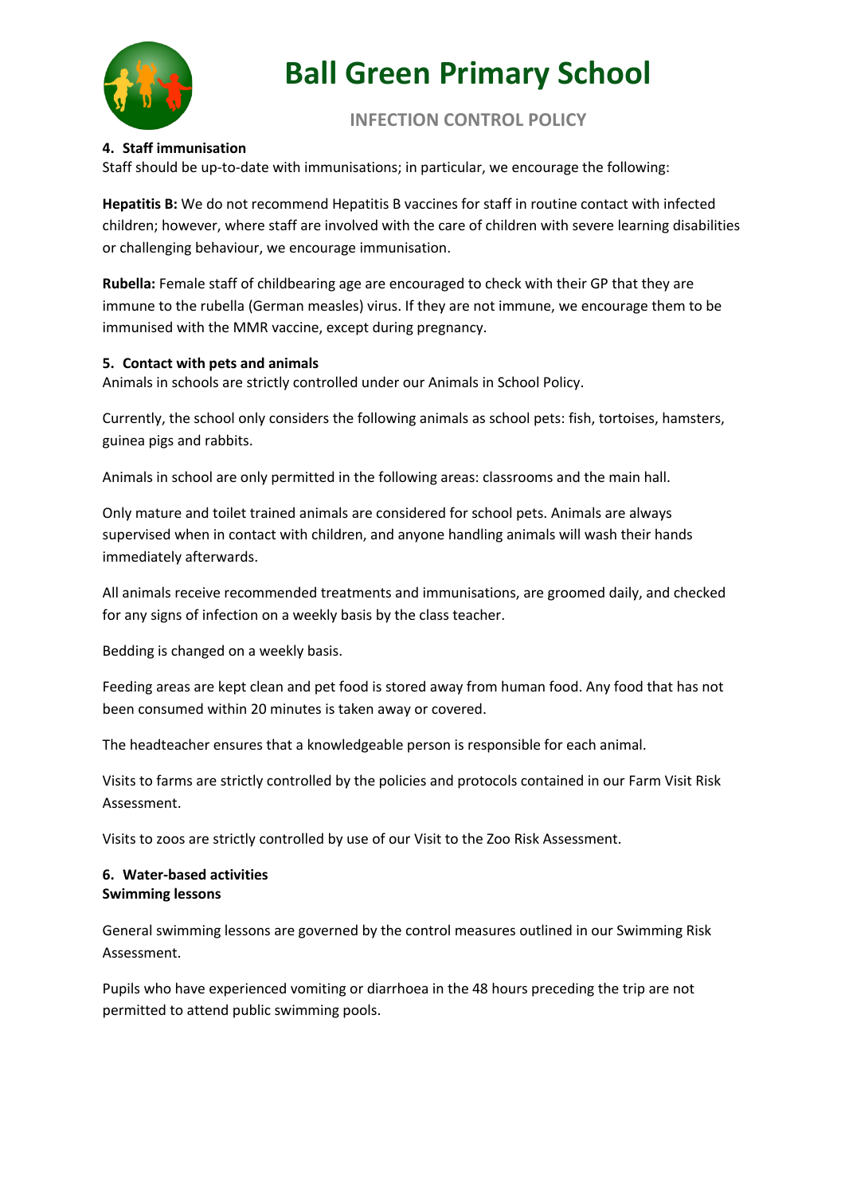### 4. Staff immunisation

Staff should be up-to-date with immunisations; in particular, we encourage the following:

**Hepatitis B:** We do not recommend Hepatitis B vaccines for staff in routine contact with infected children; however, where staff are involved with the care of children with severe learning disabilities or challenging behaviour, we encourage immunisation.

**Rubella:** Female staff of childbearing age are encouraged to check with their GP that they are immune to the rubella (German measles) virus. If they are not immune, we encourage them to be immunised with the MMR vaccine, except during pregnancy.

### 5. Contact with pets and animals

Animals in schools are strictly controlled under our Animals in School Policy.

Currently, the school only considers the following animals as school pets: fish, tortoises, hamsters, guinea pigs and rabbits.

Animals in school are only permitted in the following areas: classrooms and the main hall.

Only mature and toilet trained animals are considered for school pets. Animals are always supervised when in contact with children, and anyone handling animals will wash their hands immediately afterwards.

All animals receive recommended treatments and immunisations, are groomed daily, and checked for any signs of infection on a weekly basis by the class teacher.

Bedding is changed on a weekly basis.

Feeding areas are kept clean and pet food is stored away from human food. Any food that has not been consumed within 20 minutes is taken away or covered.

The headteacher ensures that a knowledgeable person is responsible for each animal.

Visits to farms are strictly controlled by the policies and protocols contained in our Farm Visit Risk Assessment.

Visits to zoos are strictly controlled by use of our Visit to the Zoo Risk Assessment.

### 6. Water-based activities

**Swimming lessons**

General swimming lessons are governed by the control measures outlined in our Swimming Risk Assessment.

Pupils who have experienced vomiting or diarrhoea in the 48 hours preceding the trip are not permitted to attend public swimming pools.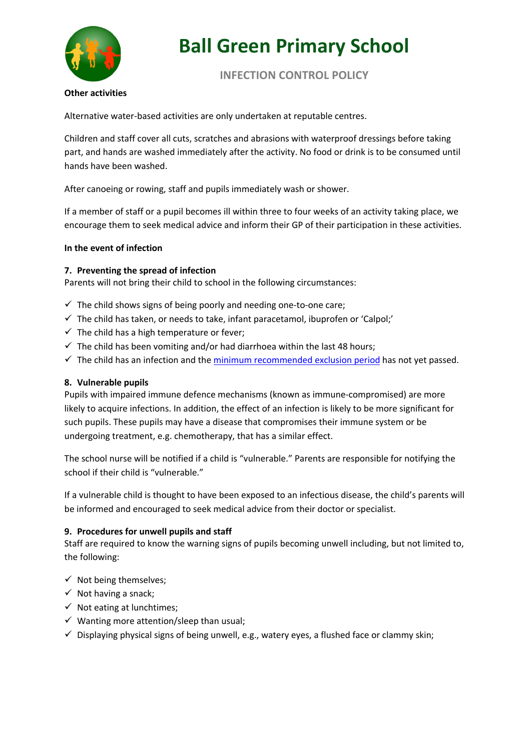**Other activities**

Alternative water-based activities are only undertaken at reputable centres.

Children and staff cover all cuts, scratches and abrasions with waterproof dressings before taking part, and hands are washed immediately after the activity. No food or drink is to be consumed until hands have been washed.

After canoeing or rowing, staff and pupils immediately wash or shower.

If a member of staff or a pupil becomes ill within three to four weeks of an activity taking place, we encourage them to seek medical advice and inform their GP of their participation in these activities.

**In the event of infection**

### 7. Preventing the spread of infection

Parents will not bring their child to school in the following circumstances:

- ✓ The child shows signs of being poorly and needing one-to-one care;
- ✓ The child has taken, or needs to take, infant paracetamol, ibuprofen or 'Calpol;'
- ✓ The child has a high temperature or fever;
- ✓ The child has been vomiting and/or had diarrhoea within the last 48 hours;
- ✓ The child has an infection and the minimum recommended exclusion period has not yet passed.

### 8. Vulnerable pupils

Pupils with impaired immune defence mechanisms (known as immune-compromised) are more likely to acquire infections. In addition, the effect of an infection is likely to be more significant for such pupils. These pupils may have a disease that compromises their immune system or be undergoing treatment, e.g. chemotherapy, that has a similar effect.

The school nurse will be notified if a child is "vulnerable." Parents are responsible for notifying the school if their child is "vulnerable."

If a vulnerable child is thought to have been exposed to an infectious disease, the child's parents will be informed and encouraged to seek medical advice from their doctor or specialist.

### 9. Procedures for unwell pupils and staff

Staff are required to know the warning signs of pupils becoming unwell including, but not limited to, the following:

- ✓ Not being themselves;
- ✓ Not having a snack;
- ✓ Not eating at lunchtimes;
- ✓ Wanting more attention/sleep than usual;
- ✓ Displaying physical signs of being unwell, e.g., watery eyes, a flushed face or clammy skin;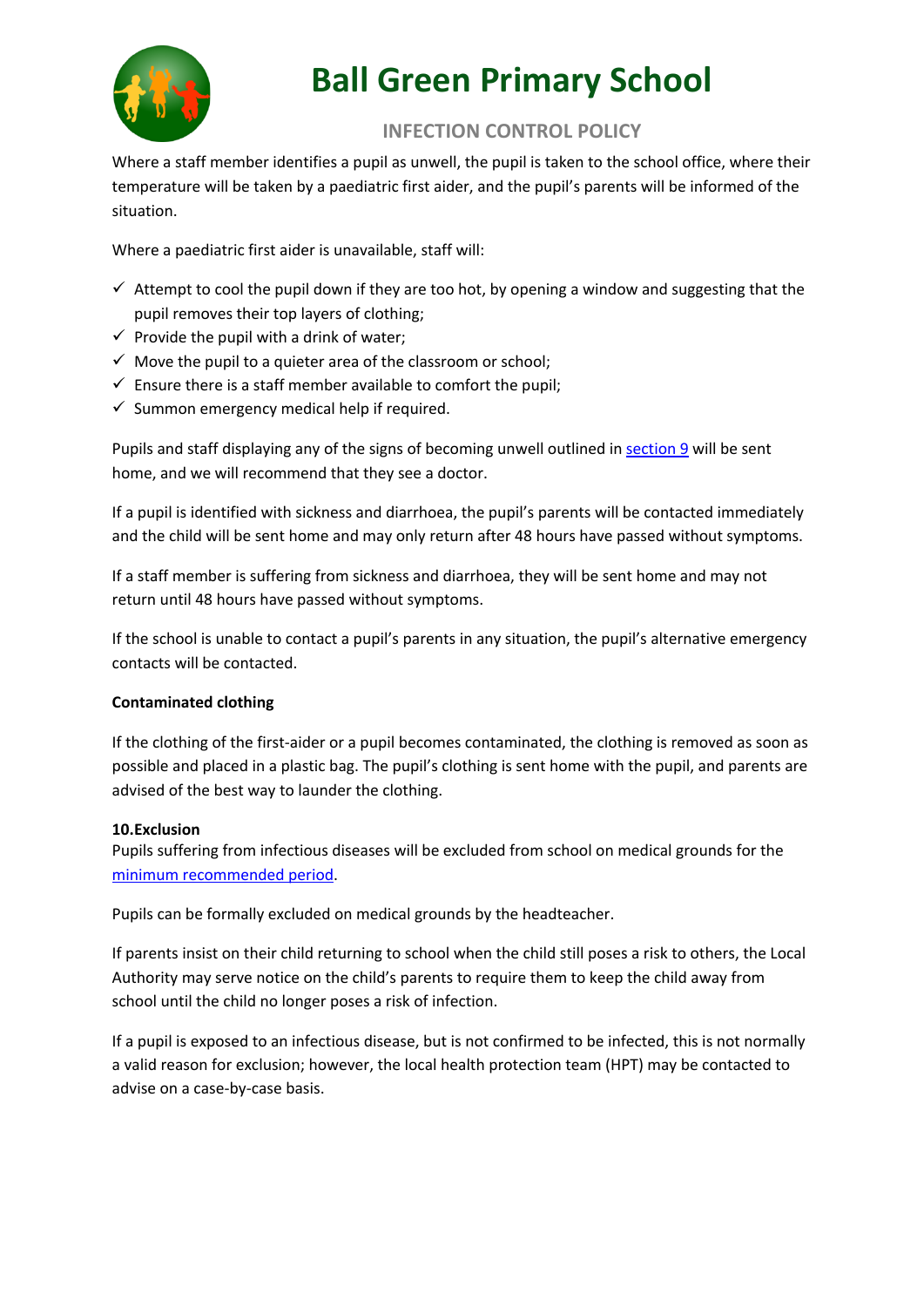Where a staff member identifies a pupil as unwell, the pupil is taken to the school office, where their temperature will be taken by a paediatric first aider, and the pupil's parents will be informed of the situation.

Where a paediatric first aider is unavailable, staff will:

- ✓ Attempt to cool the pupil down if they are too hot, by opening a window and suggesting that the pupil removes their top layers of clothing;
- ✓ Provide the pupil with a drink of water;
- ✓ Move the pupil to a quieter area of the classroom or school;
- ✓ Ensure there is a staff member available to comfort the pupil;
- ✓ Summon emergency medical help if required.

Pupils and staff displaying any of the signs of becoming unwell outlined in [section 9](#) will be sent home, and we will recommend that they see a doctor.

If a pupil is identified with sickness and diarrhoea, the pupil's parents will be contacted immediately and the child will be sent home and may only return after 48 hours have passed without symptoms.

If a staff member is suffering from sickness and diarrhoea, they will be sent home and may not return until 48 hours have passed without symptoms.

If the school is unable to contact a pupil's parents in any situation, the pupil's alternative emergency contacts will be contacted.

**Contaminated clothing**

If the clothing of the first-aider or a pupil becomes contaminated, the clothing is removed as soon as possible and placed in a plastic bag. The pupil's clothing is sent home with the pupil, and parents are advised of the best way to launder the clothing.

**10.Exclusion**

Pupils suffering from infectious diseases will be excluded from school on medical grounds for the [minimum recommended period](#).

Pupils can be formally excluded on medical grounds by the headteacher.

If parents insist on their child returning to school when the child still poses a risk to others, the Local Authority may serve notice on the child's parents to require them to keep the child away from school until the child no longer poses a risk of infection.

If a pupil is exposed to an infectious disease, but is not confirmed to be infected, this is not normally a valid reason for exclusion; however, the local health protection team (HPT) may be contacted to advise on a case-by-case basis.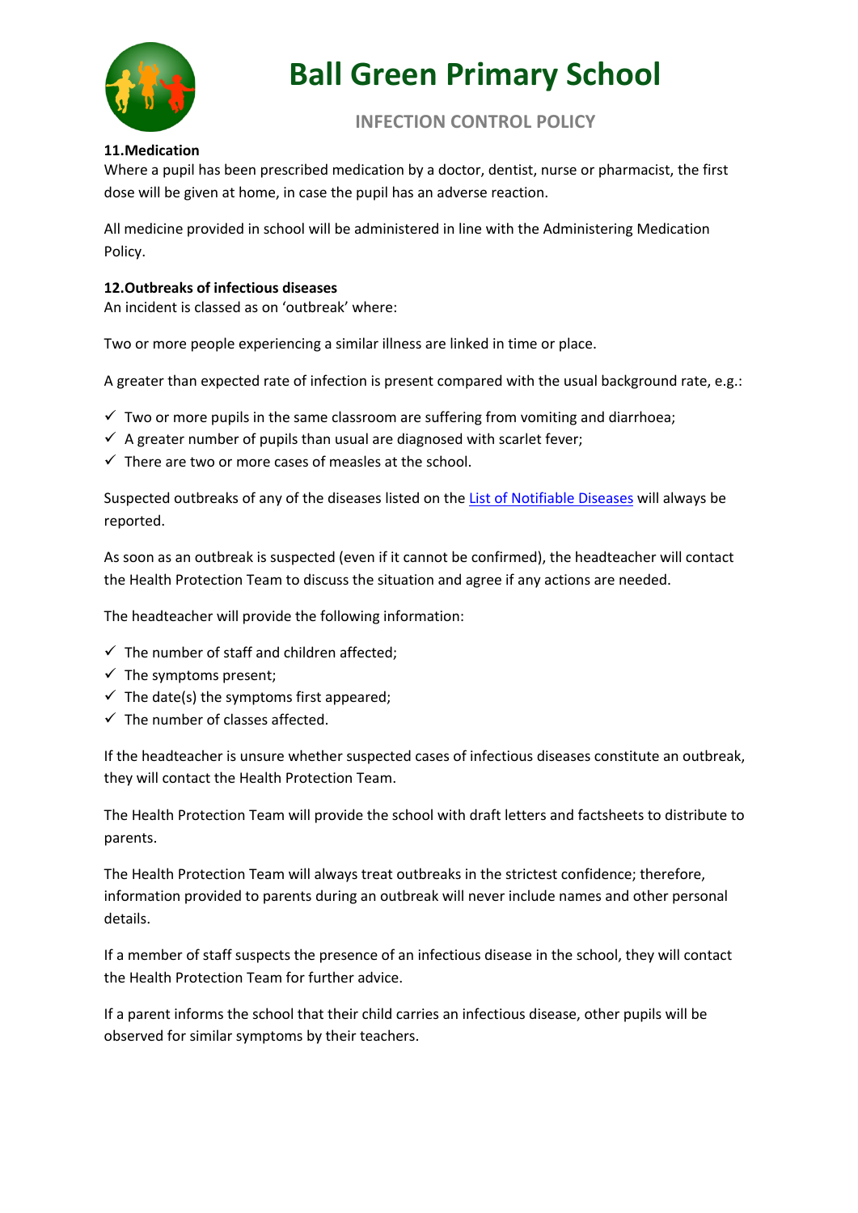### 11.Medication

Where a pupil has been prescribed medication by a doctor, dentist, nurse or pharmacist, the first dose will be given at home, in case the pupil has an adverse reaction.

All medicine provided in school will be administered in line with the Administering Medication Policy.

### 12.Outbreaks of infectious diseases

An incident is classed as on 'outbreak' where:

Two or more people experiencing a similar illness are linked in time or place.

A greater than expected rate of infection is present compared with the usual background rate, e.g.:

- ✓ Two or more pupils in the same classroom are suffering from vomiting and diarrhoea;
- ✓ A greater number of pupils than usual are diagnosed with scarlet fever;
- ✓ There are two or more cases of measles at the school.

Suspected outbreaks of any of the diseases listed on the List of Notifiable Diseases will always be reported.

As soon as an outbreak is suspected (even if it cannot be confirmed), the headteacher will contact the Health Protection Team to discuss the situation and agree if any actions are needed.

The headteacher will provide the following information:

- ✓ The number of staff and children affected;
- ✓ The symptoms present;
- ✓ The date(s) the symptoms first appeared;
- ✓ The number of classes affected.

If the headteacher is unsure whether suspected cases of infectious diseases constitute an outbreak, they will contact the Health Protection Team.

The Health Protection Team will provide the school with draft letters and factsheets to distribute to parents.

The Health Protection Team will always treat outbreaks in the strictest confidence; therefore, information provided to parents during an outbreak will never include names and other personal details.

If a member of staff suspects the presence of an infectious disease in the school, they will contact the Health Protection Team for further advice.

If a parent informs the school that their child carries an infectious disease, other pupils will be observed for similar symptoms by their teachers.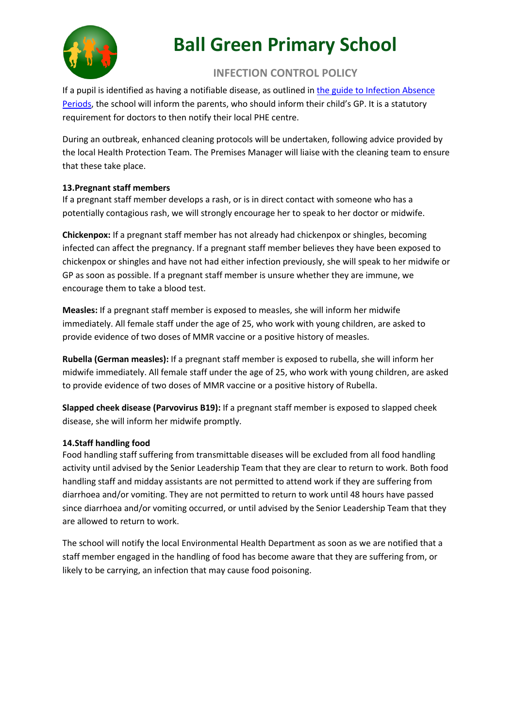# Ball Green Primary School

## INFECTION CONTROL POLICY

If a pupil is identified as having a notifiable disease, as outlined in [the guide to Infection Absence Periods](), the school will inform the parents, who should inform their child's GP. It is a statutory requirement for doctors to then notify their local PHE centre.

During an outbreak, enhanced cleaning protocols will be undertaken, following advice provided by the local Health Protection Team. The Premises Manager will liaise with the cleaning team to ensure that these take place.

### 13.Pregnant staff members

If a pregnant staff member develops a rash, or is in direct contact with someone who has a potentially contagious rash, we will strongly encourage her to speak to her doctor or midwife.

**Chickenpox:** If a pregnant staff member has not already had chickenpox or shingles, becoming infected can affect the pregnancy. If a pregnant staff member believes they have been exposed to chickenpox or shingles and have not had either infection previously, she will speak to her midwife or GP as soon as possible. If a pregnant staff member is unsure whether they are immune, we encourage them to take a blood test.

**Measles:** If a pregnant staff member is exposed to measles, she will inform her midwife immediately. All female staff under the age of 25, who work with young children, are asked to provide evidence of two doses of MMR vaccine or a positive history of measles.

**Rubella (German measles):** If a pregnant staff member is exposed to rubella, she will inform her midwife immediately. All female staff under the age of 25, who work with young children, are asked to provide evidence of two doses of MMR vaccine or a positive history of Rubella.

**Slapped cheek disease (Parvovirus B19):** If a pregnant staff member is exposed to slapped cheek disease, she will inform her midwife promptly.

### 14.Staff handling food

Food handling staff suffering from transmittable diseases will be excluded from all food handling activity until advised by the Senior Leadership Team that they are clear to return to work. Both food handling staff and midday assistants are not permitted to attend work if they are suffering from diarrhoea and/or vomiting. They are not permitted to return to work until 48 hours have passed since diarrhoea and/or vomiting occurred, or until advised by the Senior Leadership Team that they are allowed to return to work.

The school will notify the local Environmental Health Department as soon as we are notified that a staff member engaged in the handling of food has become aware that they are suffering from, or likely to be carrying, an infection that may cause food poisoning.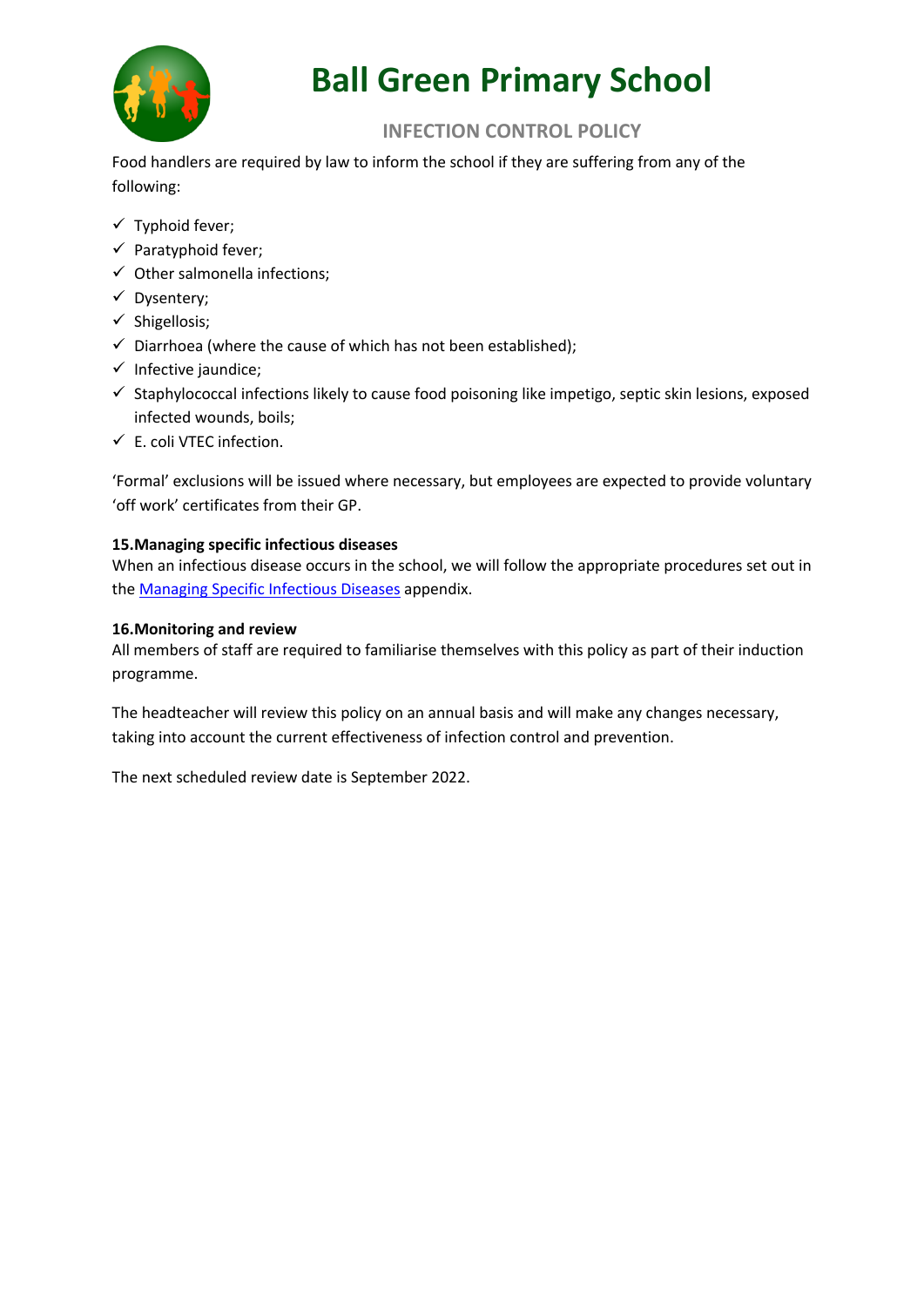Food handlers are required by law to inform the school if they are suffering from any of the following:

- ✓ Typhoid fever;
- ✓ Paratyphoid fever;
- ✓ Other salmonella infections;
- ✓ Dysentery;
- ✓ Shigellosis;
- ✓ Diarrhoea (where the cause of which has not been established);
- ✓ Infective jaundice;
- ✓ Staphylococcal infections likely to cause food poisoning like impetigo, septic skin lesions, exposed infected wounds, boils;
- ✓ E. coli VTEC infection.

'Formal' exclusions will be issued where necessary, but employees are expected to provide voluntary 'off work' certificates from their GP.

**15.Managing specific infectious diseases**

When an infectious disease occurs in the school, we will follow the appropriate procedures set out in the Managing Specific Infectious Diseases appendix.

**16.Monitoring and review**

All members of staff are required to familiarise themselves with this policy as part of their induction programme.

The headteacher will review this policy on an annual basis and will make any changes necessary, taking into account the current effectiveness of infection control and prevention.

The next scheduled review date is September 2022.